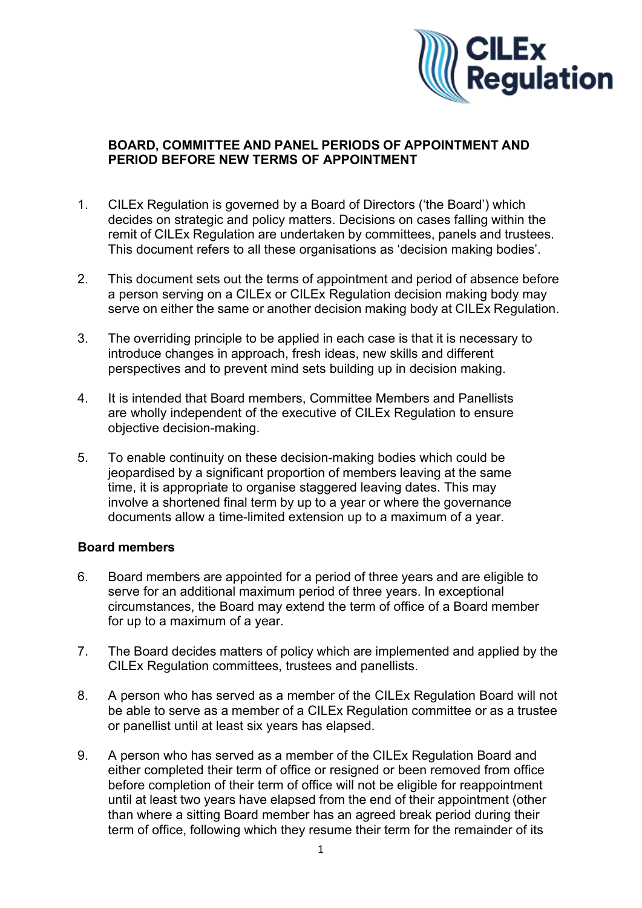**BOARD, COMMITTEE AND PANEL PERIODS OF APPOINTMENT AND PERIOD BEFORE NEW TERMS OF APPOINTMENT**

1. CILEx Regulation is governed by a Board of Directors ('the Board') which decides on strategic and policy matters. Decisions on cases falling within the remit of CILEx Regulation are undertaken by committees, panels and trustees. This document refers to all these organisations as 'decision making bodies'.

2. This document sets out the terms of appointment and period of absence before a person serving on a CILEx or CILEx Regulation decision making body may serve on either the same or another decision making body at CILEx Regulation.

3. The overriding principle to be applied in each case is that it is necessary to introduce changes in approach, fresh ideas, new skills and different perspectives and to prevent mind sets building up in decision making.

4. It is intended that Board members, Committee Members and Panellists are wholly independent of the executive of CILEx Regulation to ensure objective decision-making.

5. To enable continuity on these decision-making bodies which could be jeopardised by a significant proportion of members leaving at the same time, it is appropriate to organise staggered leaving dates. This may involve a shortened final term by up to a year or where the governance documents allow a time-limited extension up to a maximum of a year.

**Board members**

6. Board members are appointed for a period of three years and are eligible to serve for an additional maximum period of three years. In exceptional circumstances, the Board may extend the term of office of a Board member for up to a maximum of a year.

7. The Board decides matters of policy which are implemented and applied by the CILEx Regulation committees, trustees and panellists.

8. A person who has served as a member of the CILEx Regulation Board will not be able to serve as a member of a CILEx Regulation committee or as a trustee or panellist until at least six years has elapsed.

9. A person who has served as a member of the CILEx Regulation Board and either completed their term of office or resigned or been removed from office before completion of their term of office will not be eligible for reappointment until at least two years have elapsed from the end of their appointment (other than where a sitting Board member has an agreed break period during their term of office, following which they resume their term for the remainder of its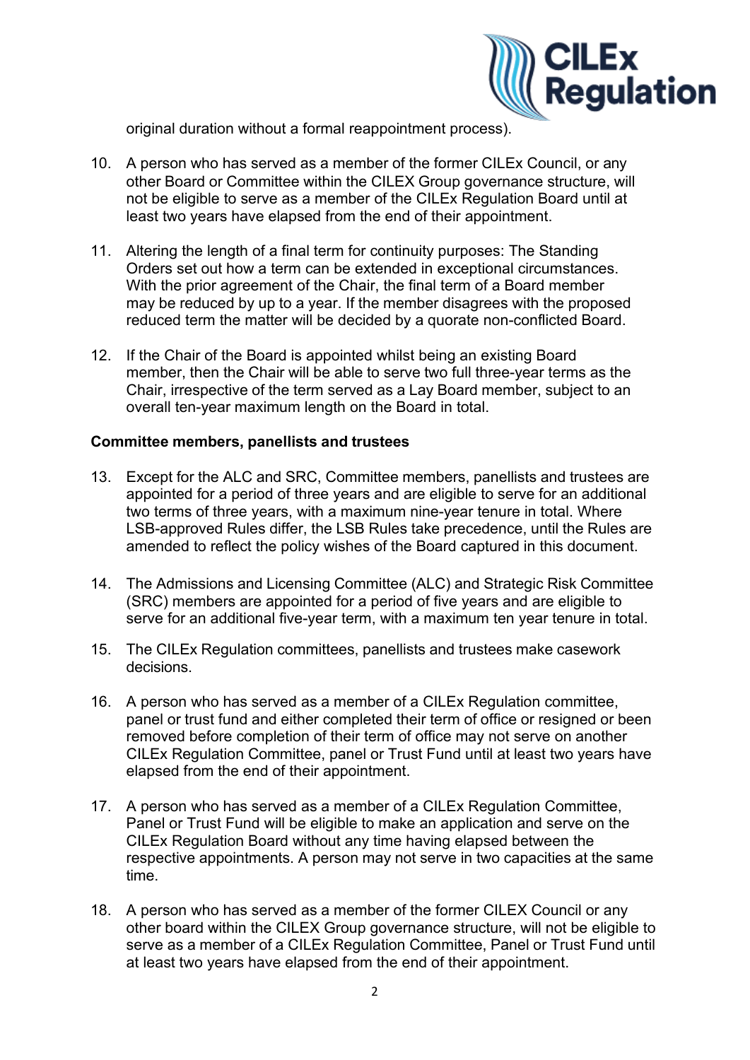original duration without a formal reappointment process).

10. A person who has served as a member of the former CILEx Council, or any other Board or Committee within the CILEX Group governance structure, will not be eligible to serve as a member of the CILEx Regulation Board until at least two years have elapsed from the end of their appointment.

11. Altering the length of a final term for continuity purposes: The Standing Orders set out how a term can be extended in exceptional circumstances. With the prior agreement of the Chair, the final term of a Board member may be reduced by up to a year. If the member disagrees with the proposed reduced term the matter will be decided by a quorate non-conflicted Board.

12. If the Chair of the Board is appointed whilst being an existing Board member, then the Chair will be able to serve two full three-year terms as the Chair, irrespective of the term served as a Lay Board member, subject to an overall ten-year maximum length on the Board in total.

**Committee members, panellists and trustees**

13. Except for the ALC and SRC, Committee members, panellists and trustees are appointed for a period of three years and are eligible to serve for an additional two terms of three years, with a maximum nine-year tenure in total. Where LSB-approved Rules differ, the LSB Rules take precedence, until the Rules are amended to reflect the policy wishes of the Board captured in this document.

14. The Admissions and Licensing Committee (ALC) and Strategic Risk Committee (SRC) members are appointed for a period of five years and are eligible to serve for an additional five-year term, with a maximum ten year tenure in total.

15. The CILEx Regulation committees, panellists and trustees make casework decisions.

16. A person who has served as a member of a CILEx Regulation committee, panel or trust fund and either completed their term of office or resigned or been removed before completion of their term of office may not serve on another CILEx Regulation Committee, panel or Trust Fund until at least two years have elapsed from the end of their appointment.

17. A person who has served as a member of a CILEx Regulation Committee, Panel or Trust Fund will be eligible to make an application and serve on the CILEx Regulation Board without any time having elapsed between the respective appointments. A person may not serve in two capacities at the same time.

18. A person who has served as a member of the former CILEX Council or any other board within the CILEX Group governance structure, will not be eligible to serve as a member of a CILEx Regulation Committee, Panel or Trust Fund until at least two years have elapsed from the end of their appointment.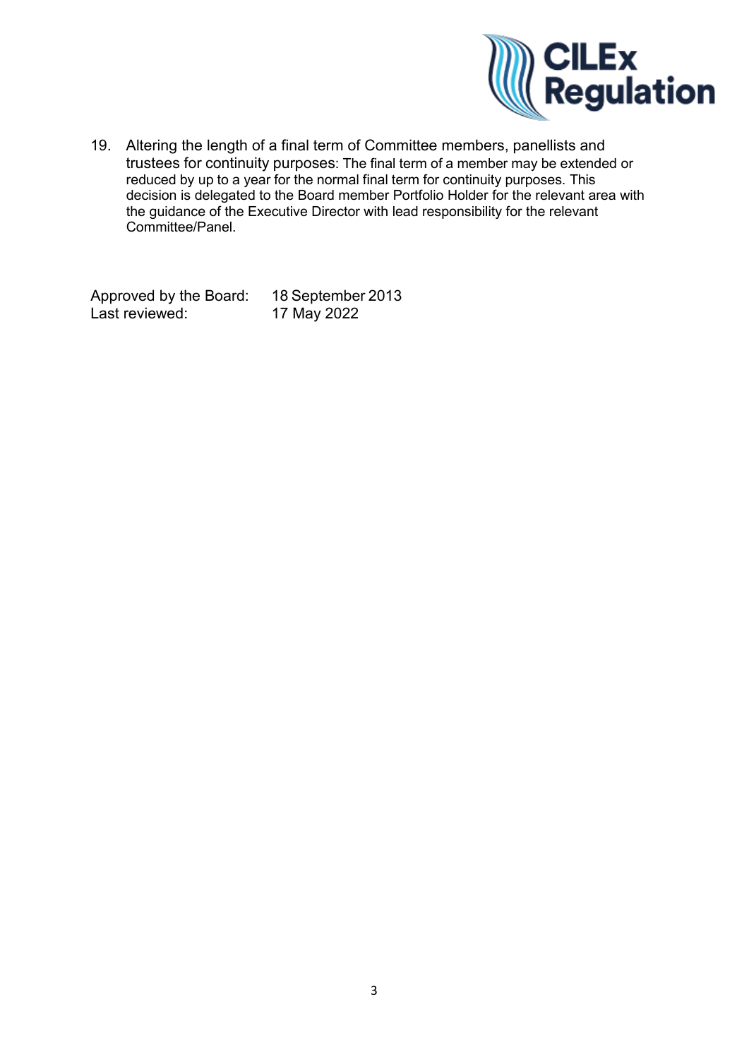19. Altering the length of a final term of Committee members, panellists and trustees for continuity purposes: The final term of a member may be extended or reduced by up to a year for the normal final term for continuity purposes. This decision is delegated to the Board member Portfolio Holder for the relevant area with the guidance of the Executive Director with lead responsibility for the relevant Committee/Panel.

Approved by the Board: 18 September 2013
Last reviewed: 17 May 2022